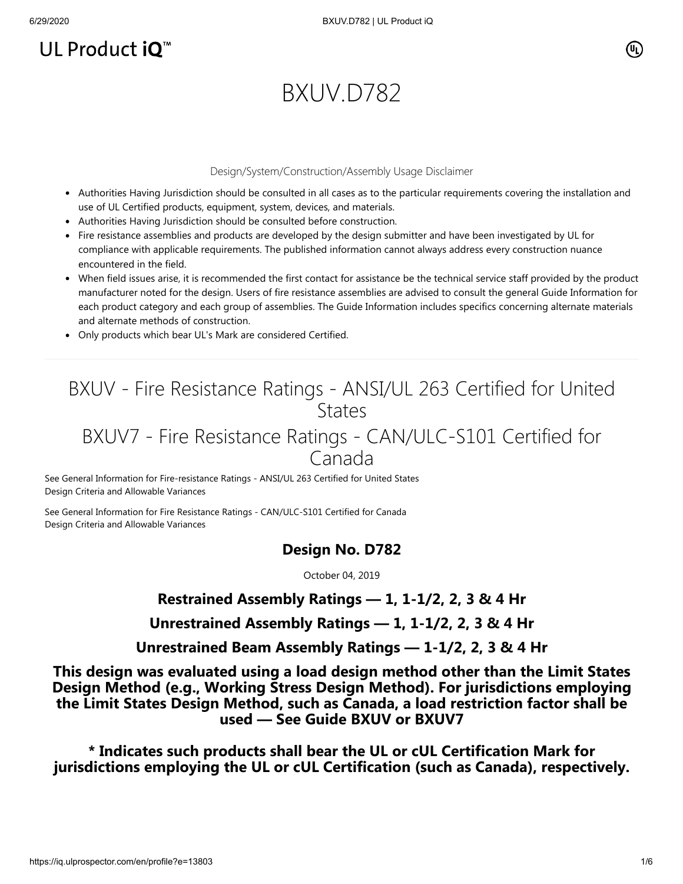UL Product iQ™

# BXUV.D782

Design/System/Construction/Assembly Usage Disclaimer

- Authorities Having Jurisdiction should be consulted in all cases as to the particular requirements covering the installation and use of UL Certified products, equipment, system, devices, and materials.
- Authorities Having Jurisdiction should be consulted before construction.
- Fire resistance assemblies and products are developed by the design submitter and have been investigated by UL for compliance with applicable requirements. The published information cannot always address every construction nuance encountered in the field.
- When field issues arise, it is recommended the first contact for assistance be the technical service staff provided by the product manufacturer noted for the design. Users of fire resistance assemblies are advised to consult the general Guide Information for each product category and each group of assemblies. The Guide Information includes specifics concerning alternate materials and alternate methods of construction.
- Only products which bear UL's Mark are considered Certified.

---

## BXUV - Fire Resistance Ratings - ANSI/UL 263 Certified for United States

## BXUV7 - Fire Resistance Ratings - CAN/ULC-S101 Certified for Canada

See General Information for Fire-resistance Ratings - ANSI/UL 263 Certified for United States Design Criteria and Allowable Variances

See General Information for Fire Resistance Ratings - CAN/ULC-S101 Certified for Canada Design Criteria and Allowable Variances

### Design No. D782

October 04, 2019

**Restrained Assembly Ratings — 1, 1-1/2, 2, 3 & 4 Hr**

**Unrestrained Assembly Ratings — 1, 1-1/2, 2, 3 & 4 Hr**

**Unrestrained Beam Assembly Ratings — 1-1/2, 2, 3 & 4 Hr**

**This design was evaluated using a load design method other than the Limit States Design Method (e.g., Working Stress Design Method). For jurisdictions employing the Limit States Design Method, such as Canada, a load restriction factor shall be used — See Guide BXUV or BXUV7**

**\* Indicates such products shall bear the UL or cUL Certification Mark for jurisdictions employing the UL or cUL Certification (such as Canada), respectively.**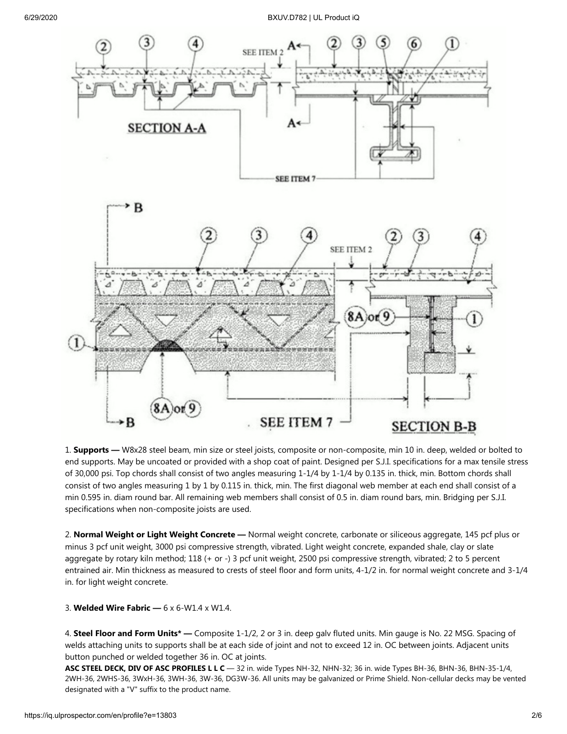1. **Supports —** W8x28 steel beam, min size or steel joists, composite or non-composite, min 10 in. deep, welded or bolted to end supports. May be uncoated or provided with a shop coat of paint. Designed per S.J.I. specifications for a max tensile stress of 30,000 psi. Top chords shall consist of two angles measuring 1-1/4 by 1-1/4 by 0.135 in. thick, min. Bottom chords shall consist of two angles measuring 1 by 1 by 0.115 in. thick, min. The first diagonal web member at each end shall consist of a min 0.595 in. diam round bar. All remaining web members shall consist of 0.5 in. diam round bars, min. Bridging per S.J.I. specifications when non-composite joists are used.

2. **Normal Weight or Light Weight Concrete —** Normal weight concrete, carbonate or siliceous aggregate, 145 pcf plus or minus 3 pcf unit weight, 3000 psi compressive strength, vibrated. Light weight concrete, expanded shale, clay or slate aggregate by rotary kiln method; 118 (+ or -) 3 pcf unit weight, 2500 psi compressive strength, vibrated; 2 to 5 percent entrained air. Min thickness as measured to crests of steel floor and form units, 4-1/2 in. for normal weight concrete and 3-1/4 in. for light weight concrete.

3. **Welded Wire Fabric —** 6 x 6-W1.4 x W1.4.

4. **Steel Floor and Form Units* —** Composite 1-1/2, 2 or 3 in. deep galv fluted units. Min gauge is No. 22 MSG. Spacing of welds attaching units to supports shall be at each side of joint and not to exceed 12 in. OC between joints. Adjacent units button punched or welded together 36 in. OC at joints.

**ASC STEEL DECK, DIV OF ASC PROFILES L L C** — 32 in. wide Types NH-32, NHN-32; 36 in. wide Types BH-36, BHN-36, BHN-35-1/4, 2WH-36, 2WHS-36, 3WxH-36, 3WH-36, 3W-36, DG3W-36. All units may be galvanized or Prime Shield. Non-cellular decks may be vented designated with a "V" suffix to the product name.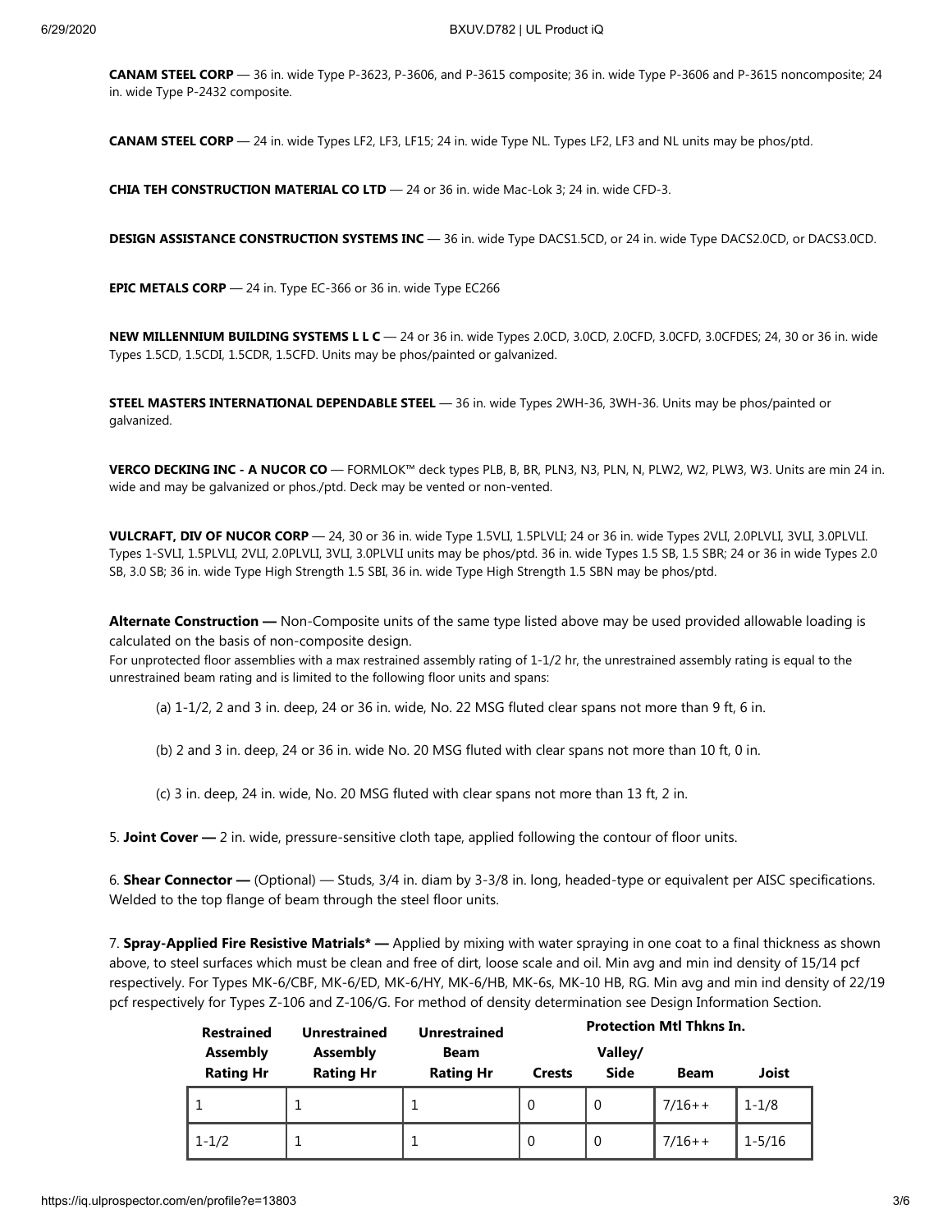**CANAM STEEL CORP** — 36 in. wide Type P-3623, P-3606, and P-3615 composite; 36 in. wide Type P-3606 and P-3615 noncomposite; 24 in. wide Type P-2432 composite.

**CANAM STEEL CORP** — 24 in. wide Types LF2, LF3, LF15; 24 in. wide Type NL. Types LF2, LF3 and NL units may be phos/ptd.

**CHIA TEH CONSTRUCTION MATERIAL CO LTD** — 24 or 36 in. wide Mac-Lok 3; 24 in. wide CFD-3.

**DESIGN ASSISTANCE CONSTRUCTION SYSTEMS INC** — 36 in. wide Type DACS1.5CD, or 24 in. wide Type DACS2.0CD, or DACS3.0CD.

**EPIC METALS CORP** — 24 in. Type EC-366 or 36 in. wide Type EC266

**NEW MILLENNIUM BUILDING SYSTEMS L L C** — 24 or 36 in. wide Types 2.0CD, 3.0CD, 2.0CFD, 3.0CFD, 3.0CFDES; 24, 30 or 36 in. wide Types 1.5CD, 1.5CDI, 1.5CDR, 1.5CFD. Units may be phos/painted or galvanized.

**STEEL MASTERS INTERNATIONAL DEPENDABLE STEEL** — 36 in. wide Types 2WH-36, 3WH-36. Units may be phos/painted or galvanized.

**VERCO DECKING INC - A NUCOR CO** — FORMLOK™ deck types PLB, B, BR, PLN3, N3, PLN, N, PLW2, W2, PLW3, W3. Units are min 24 in. wide and may be galvanized or phos./ptd. Deck may be vented or non-vented.

**VULCRAFT, DIV OF NUCOR CORP** — 24, 30 or 36 in. wide Type 1.5VLI, 1.5PLVLI; 24 or 36 in. wide Types 2VLI, 2.0PLVLI, 3VLI, 3.0PLVLI. Types 1-SVLI, 1.5PLVLI, 2VLI, 2.0PLVLI, 3VLI, 3.0PLVLI units may be phos/ptd. 36 in. wide Types 1.5 SB, 1.5 SBR; 24 or 36 in wide Types 2.0 SB, 3.0 SB; 36 in. wide Type High Strength 1.5 SBI, 36 in. wide Type High Strength 1.5 SBN may be phos/ptd.

**Alternate Construction —** Non-Composite units of the same type listed above may be used provided allowable loading is calculated on the basis of non-composite design.

For unprotected floor assemblies with a max restrained assembly rating of 1-1/2 hr, the unrestrained assembly rating is equal to the unrestrained beam rating and is limited to the following floor units and spans:

(a) 1-1/2, 2 and 3 in. deep, 24 or 36 in. wide, No. 22 MSG fluted clear spans not more than 9 ft, 6 in.

(b) 2 and 3 in. deep, 24 or 36 in. wide No. 20 MSG fluted with clear spans not more than 10 ft, 0 in.

(c) 3 in. deep, 24 in. wide, No. 20 MSG fluted with clear spans not more than 13 ft, 2 in.

5. **Joint Cover —** 2 in. wide, pressure-sensitive cloth tape, applied following the contour of floor units.

6. **Shear Connector —** (Optional) — Studs, 3/4 in. diam by 3-3/8 in. long, headed-type or equivalent per AISC specifications. Welded to the top flange of beam through the steel floor units.

7. **Spray-Applied Fire Resistive Matrials* —** Applied by mixing with water spraying in one coat to a final thickness as shown above, to steel surfaces which must be clean and free of dirt, loose scale and oil. Min avg and min ind density of 15/14 pcf respectively. For Types MK-6/CBF, MK-6/ED, MK-6/HY, MK-6/HB, MK-6s, MK-10 HB, RG. Min avg and min ind density of 22/19 pcf respectively for Types Z-106 and Z-106/G. For method of density determination see Design Information Section.

| Restrained Assembly Rating Hr | Unrestrained Assembly Rating Hr | Unrestrained Beam Rating Hr | Protection Mtl Thkns In. | | | |
|---|---|---|---|---|---|---|
| | | | Crests | Valley/ Side | Beam | Joist |
| 1 | 1 | 1 | 0 | 0 | 7/16++ | 1-1/8 |
| 1-1/2 | 1 | 1 | 0 | 0 | 7/16++ | 1-5/16 |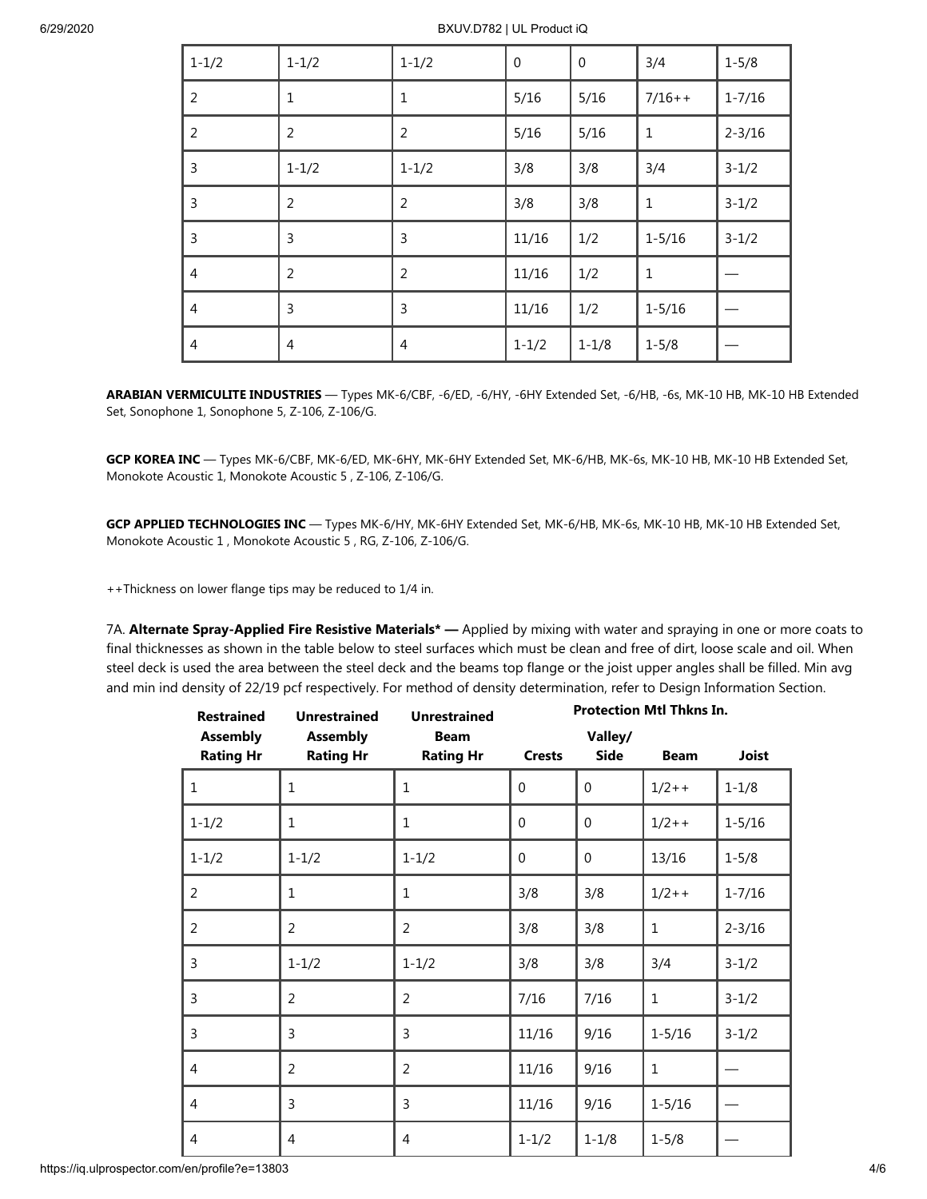| | | | | | | |
|---|---|---|---|---|---|---|
| 1-1/2 | 1-1/2 | 1-1/2 | 0 | 0 | 3/4 | 1-5/8 |
| 2 | 1 | 1 | 5/16 | 5/16 | 7/16++ | 1-7/16 |
| 2 | 2 | 2 | 5/16 | 5/16 | 1 | 2-3/16 |
| 3 | 1-1/2 | 1-1/2 | 3/8 | 3/8 | 3/4 | 3-1/2 |
| 3 | 2 | 2 | 3/8 | 3/8 | 1 | 3-1/2 |
| 3 | 3 | 3 | 11/16 | 1/2 | 1-5/16 | 3-1/2 |
| 4 | 2 | 2 | 11/16 | 1/2 | 1 | — |
| 4 | 3 | 3 | 11/16 | 1/2 | 1-5/16 | — |
| 4 | 4 | 4 | 1-1/2 | 1-1/8 | 1-5/8 | — |

**ARABIAN VERMICULITE INDUSTRIES** — Types MK-6/CBF, -6/ED, -6/HY, -6HY Extended Set, -6/HB, -6s, MK-10 HB, MK-10 HB Extended Set, Sonophone 1, Sonophone 5, Z-106, Z-106/G.

**GCP KOREA INC** — Types MK-6/CBF, MK-6/ED, MK-6HY, MK-6HY Extended Set, MK-6/HB, MK-6s, MK-10 HB, MK-10 HB Extended Set, Monokote Acoustic 1, Monokote Acoustic 5 , Z-106, Z-106/G.

**GCP APPLIED TECHNOLOGIES INC** — Types MK-6/HY, MK-6HY Extended Set, MK-6/HB, MK-6s, MK-10 HB, MK-10 HB Extended Set, Monokote Acoustic 1 , Monokote Acoustic 5 , RG, Z-106, Z-106/G.

++Thickness on lower flange tips may be reduced to 1/4 in.

7A. **Alternate Spray-Applied Fire Resistive Materials* —** Applied by mixing with water and spraying in one or more coats to final thicknesses as shown in the table below to steel surfaces which must be clean and free of dirt, loose scale and oil. When steel deck is used the area between the steel deck and the beams top flange or the joist upper angles shall be filled. Min avg and min ind density of 22/19 pcf respectively. For method of density determination, refer to Design Information Section.

| Restrained Assembly Rating Hr | Unrestrained Assembly Rating Hr | Unrestrained Beam Rating Hr | Protection Mtl Thkns In. | | | |
|---|---|---|---|---|---|---|
| | | | Crests | Valley/ Side | Beam | Joist |
| 1 | 1 | 1 | 0 | 0 | 1/2++ | 1-1/8 |
| 1-1/2 | 1 | 1 | 0 | 0 | 1/2++ | 1-5/16 |
| 1-1/2 | 1-1/2 | 1-1/2 | 0 | 0 | 13/16 | 1-5/8 |
| 2 | 1 | 1 | 3/8 | 3/8 | 1/2++ | 1-7/16 |
| 2 | 2 | 2 | 3/8 | 3/8 | 1 | 2-3/16 |
| 3 | 1-1/2 | 1-1/2 | 3/8 | 3/8 | 3/4 | 3-1/2 |
| 3 | 2 | 2 | 7/16 | 7/16 | 1 | 3-1/2 |
| 3 | 3 | 3 | 11/16 | 9/16 | 1-5/16 | 3-1/2 |
| 4 | 2 | 2 | 11/16 | 9/16 | 1 | — |
| 4 | 3 | 3 | 11/16 | 9/16 | 1-5/16 | — |
| 4 | 4 | 4 | 1-1/2 | 1-1/8 | 1-5/8 | — |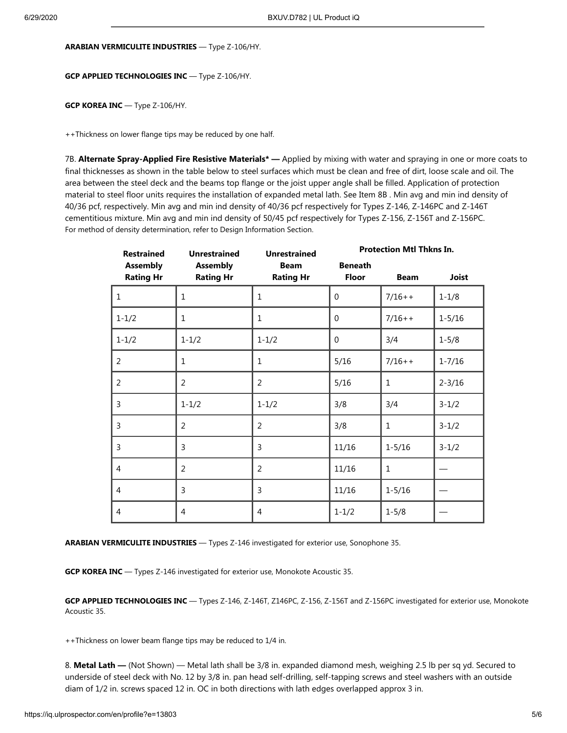**ARABIAN VERMICULITE INDUSTRIES** — Type Z-106/HY.

**GCP APPLIED TECHNOLOGIES INC** — Type Z-106/HY.

**GCP KOREA INC** — Type Z-106/HY.

++Thickness on lower flange tips may be reduced by one half.

7B. **Alternate Spray-Applied Fire Resistive Materials* —** Applied by mixing with water and spraying in one or more coats to final thicknesses as shown in the table below to steel surfaces which must be clean and free of dirt, loose scale and oil. The area between the steel deck and the beams top flange or the joist upper angle shall be filled. Application of protection material to steel floor units requires the installation of expanded metal lath. See Item 8B . Min avg and min ind density of 40/36 pcf, respectively. Min avg and min ind density of 40/36 pcf respectively for Types Z-146, Z-146PC and Z-146T cementitious mixture. Min avg and min ind density of 50/45 pcf respectively for Types Z-156, Z-156T and Z-156PC. For method of density determination, refer to Design Information Section.

| Restrained Assembly Rating Hr | Unrestrained Assembly Rating Hr | Unrestrained Beam Rating Hr | Protection Mtl Thkns In. | | |
|---|---|---|---|---|---|
| | | | Beneath Floor | Beam | Joist |
| 1 | 1 | 1 | 0 | 7/16++ | 1-1/8 |
| 1-1/2 | 1 | 1 | 0 | 7/16++ | 1-5/16 |
| 1-1/2 | 1-1/2 | 1-1/2 | 0 | 3/4 | 1-5/8 |
| 2 | 1 | 1 | 5/16 | 7/16++ | 1-7/16 |
| 2 | 2 | 2 | 5/16 | 1 | 2-3/16 |
| 3 | 1-1/2 | 1-1/2 | 3/8 | 3/4 | 3-1/2 |
| 3 | 2 | 2 | 3/8 | 1 | 3-1/2 |
| 3 | 3 | 3 | 11/16 | 1-5/16 | 3-1/2 |
| 4 | 2 | 2 | 11/16 | 1 | — |
| 4 | 3 | 3 | 11/16 | 1-5/16 | — |
| 4 | 4 | 4 | 1-1/2 | 1-5/8 | — |

**ARABIAN VERMICULITE INDUSTRIES** — Types Z-146 investigated for exterior use, Sonophone 35.

**GCP KOREA INC** — Types Z-146 investigated for exterior use, Monokote Acoustic 35.

**GCP APPLIED TECHNOLOGIES INC** — Types Z-146, Z-146T, Z146PC, Z-156, Z-156T and Z-156PC investigated for exterior use, Monokote Acoustic 35.

++Thickness on lower beam flange tips may be reduced to 1/4 in.

8. **Metal Lath —** (Not Shown) — Metal lath shall be 3/8 in. expanded diamond mesh, weighing 2.5 lb per sq yd. Secured to underside of steel deck with No. 12 by 3/8 in. pan head self-drilling, self-tapping screws and steel washers with an outside diam of 1/2 in. screws spaced 12 in. OC in both directions with lath edges overlapped approx 3 in.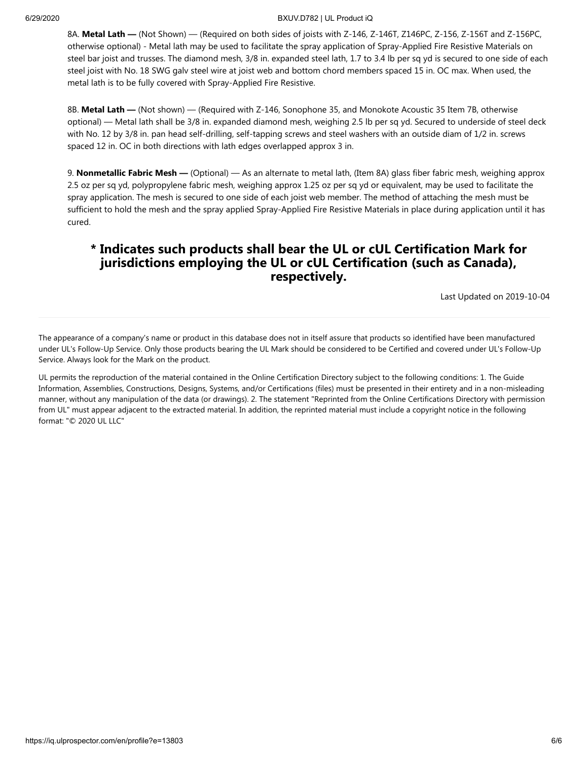8A. **Metal Lath —** (Not Shown) — (Required on both sides of joists with Z-146, Z-146T, Z146PC, Z-156, Z-156T and Z-156PC, otherwise optional) - Metal lath may be used to facilitate the spray application of Spray-Applied Fire Resistive Materials on steel bar joist and trusses. The diamond mesh, 3/8 in. expanded steel lath, 1.7 to 3.4 lb per sq yd is secured to one side of each steel joist with No. 18 SWG galv steel wire at joist web and bottom chord members spaced 15 in. OC max. When used, the metal lath is to be fully covered with Spray-Applied Fire Resistive.

8B. **Metal Lath —** (Not shown) — (Required with Z-146, Sonophone 35, and Monokote Acoustic 35 Item 7B, otherwise optional) — Metal lath shall be 3/8 in. expanded diamond mesh, weighing 2.5 lb per sq yd. Secured to underside of steel deck with No. 12 by 3/8 in. pan head self-drilling, self-tapping screws and steel washers with an outside diam of 1/2 in. screws spaced 12 in. OC in both directions with lath edges overlapped approx 3 in.

9. **Nonmetallic Fabric Mesh —** (Optional) — As an alternate to metal lath, (Item 8A) glass fiber fabric mesh, weighing approx 2.5 oz per sq yd, polypropylene fabric mesh, weighing approx 1.25 oz per sq yd or equivalent, may be used to facilitate the spray application. The mesh is secured to one side of each joist web member. The method of attaching the mesh must be sufficient to hold the mesh and the spray applied Spray-Applied Fire Resistive Materials in place during application until it has cured.

## * Indicates such products shall bear the UL or cUL Certification Mark for jurisdictions employing the UL or cUL Certification (such as Canada), respectively.

Last Updated on 2019-10-04

---

The appearance of a company's name or product in this database does not in itself assure that products so identified have been manufactured under UL's Follow-Up Service. Only those products bearing the UL Mark should be considered to be Certified and covered under UL's Follow-Up Service. Always look for the Mark on the product.

UL permits the reproduction of the material contained in the Online Certification Directory subject to the following conditions: 1. The Guide Information, Assemblies, Constructions, Designs, Systems, and/or Certifications (files) must be presented in their entirety and in a non-misleading manner, without any manipulation of the data (or drawings). 2. The statement "Reprinted from the Online Certifications Directory with permission from UL" must appear adjacent to the extracted material. In addition, the reprinted material must include a copyright notice in the following format: "© 2020 UL LLC"